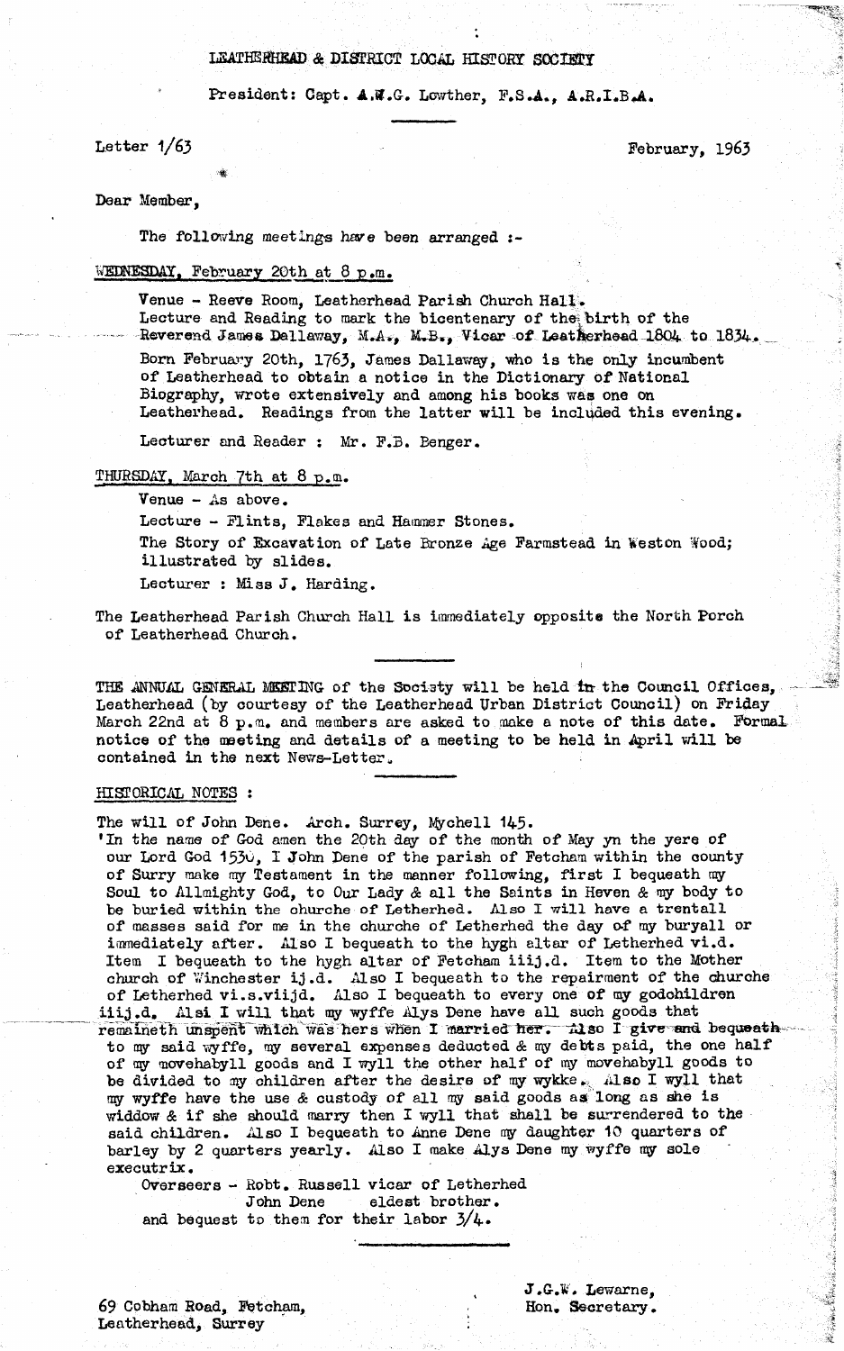# LEATHERHEAD & DISTRICT LOCAL HISTORY SOCIETY

President: Capt. A.W.G. Lowther, F.S.A., A.R.I.B.A.

Letter 1/63

February, 1963

Dear Member,

The following meetings have been arranged :-

WEDNESDAY, February 20th at 8 p.m.

Venue - Reeve Room, Leatherhead Parish Church Hall.
Lecture and Reading to mark the bicentenary of the birth of the Reverend James Dallaway, M.A., M.B., Vicar of Leatherhead 1804 to 1834.

Born February 20th, 1763, James Dallaway, who is the only incumbent of Leatherhead to obtain a notice in the Dictionary of National Biography, wrote extensively and among his books was one on Leatherhead. Readings from the latter will be included this evening.

Lecturer and Reader : Mr. F.B. Benger.

THURSDAY, March 7th at 8 p.m.

Venue - As above.

Lecture - Flints, Flakes and Hammer Stones.

The Story of Excavation of Late Bronze Age Farmstead in Weston Wood; illustrated by slides.

Lecturer : Miss J. Harding.

The Leatherhead Parish Church Hall is immediately opposite the North Porch of Leatherhead Church.

---

THE ANNUAL GENERAL MEETING of the Society will be held in the Council Offices, Leatherhead (by courtesy of the Leatherhead Urban District Council) on Friday March 22nd at 8 p.m. and members are asked to make a note of this date. Formal notice of the meeting and details of a meeting to be held in April will be contained in the next News-Letter.

---

HISTORICAL NOTES :

The will of John Dene. Arch. Surrey, Mychell 145.

'In the name of God amen the 20th day of the month of May yn the yere of our Lord God 1530, I John Dene of the parish of Fetcham within the county of Surry make my Testament in the manner following, first I bequeath my Soul to Allmighty God, to Our Lady & all the Saints in Heven & my body to be buried within the churche of Letherhed. Also I will have a trentall of masses said for me in the churche of Letherhed the day of my buryall or immediately after. Also I bequeath to the hygh altar of Letherhed vi.d. Item I bequeath to the hygh altar of Fetcham iiij.d. Item to the Mother church of Winchester ij.d. Also I bequeath to the repairment of the churche of Letherhed vi.s.viijd. Also I bequeath to every one of my godchildren iiij.d. Alsi I will that my wyffe Alys Dene have all such goods that remaineth unspent which was hers when I married her. Also I give and bequeath to my said wyffe, my several expenses deducted & my debts paid, the one half of my movehabyll goods and I wyll the other half of my movehabyll goods to be divided to my children after the desire of my wykke. Also I wyll that my wyffe have the use & custody of all my said goods as long as she is widdow & if she should marry then I wyll that shall be surrendered to the said children. Also I bequeath to Anne Dene my daughter 10 quarters of barley by 2 quarters yearly. Also I make Alys Dene my wyffe my sole executrix.

Overseers - Robt. Russell vicar of Letherhed
John Dene eldest brother.
and bequest to them for their labor 3/4.

---

69 Cobham Road, Fetcham,
Leatherhead, Surrey

J.G.W. Lewarne,
Hon. Secretary.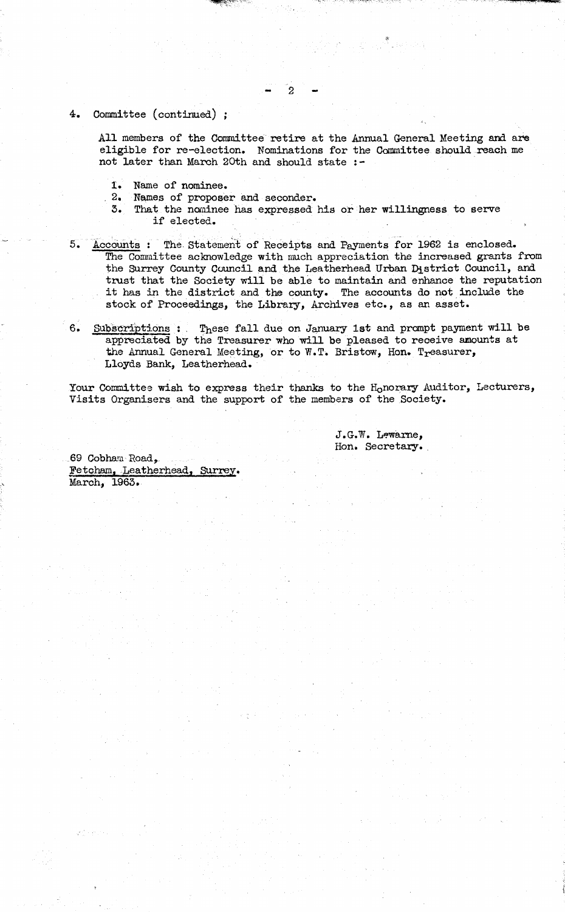4. Committee (continued) ;

All members of the Committee retire at the Annual General Meeting and are eligible for re-election. Nominations for the Committee should reach me not later than March 20th and should state :-

1. Name of nominee.
2. Names of proposer and seconder.
3. That the nominee has expressed his or her willingness to serve if elected.

5. Accounts : The Statement of Receipts and Payments for 1962 is enclosed. The Committee acknowledge with much appreciation the increased grants from the Surrey County Council and the Leatherhead Urban District Council, and trust that the Society will be able to maintain and enhance the reputation it has in the district and the county. The accounts do not include the stock of Proceedings, the Library, Archives etc., as an asset.

6. Subscriptions : These fall due on January 1st and prompt payment will be appreciated by the Treasurer who will be pleased to receive amounts at the Annual General Meeting, or to W.T. Bristow, Hon. Treasurer, Lloyds Bank, Leatherhead.

Your Committee wish to express their thanks to the Honorary Auditor, Lecturers, Visits Organisers and the support of the members of the Society.

J.G.W. Lewarne,
Hon. Secretary.

69 Cobham Road,
Fetcham, Leatherhead, Surrey.
March, 1963.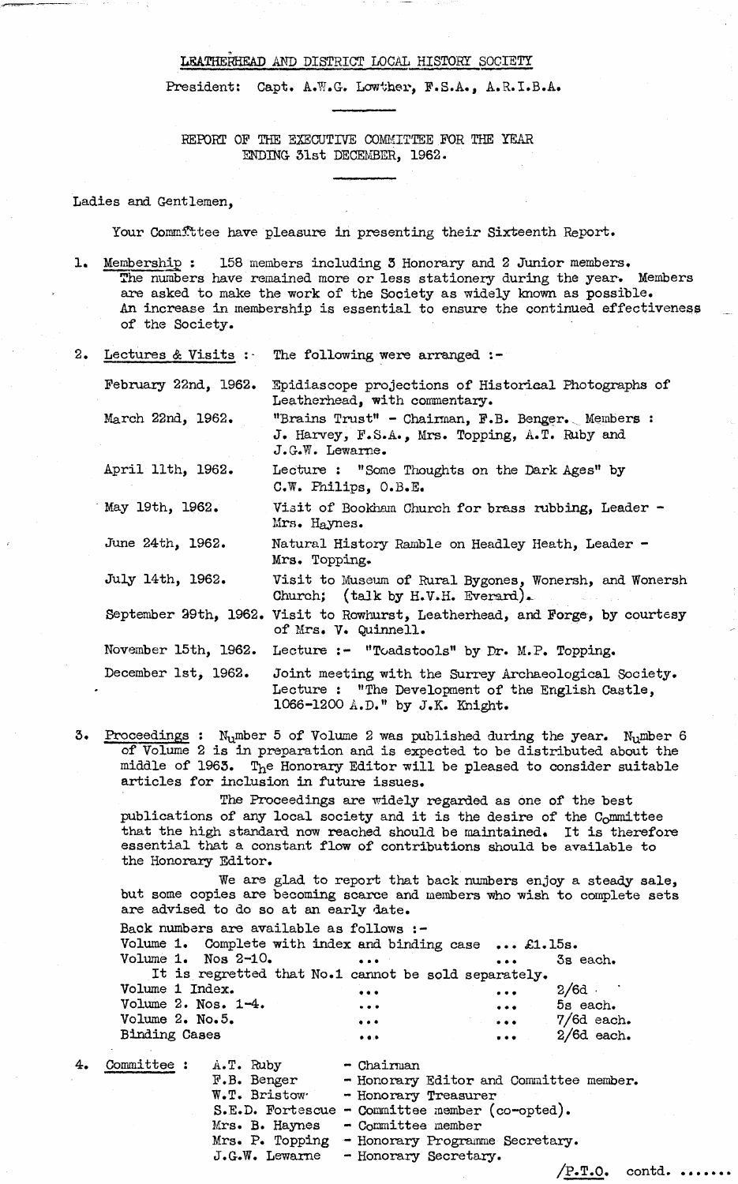LEATHERHEAD AND DISTRICT LOCAL HISTORY SOCIETY

President: Capt. A.W.G. Lowther, F.S.A., A.R.I.B.A.

REPORT OF THE EXECUTIVE COMMITTEE FOR THE YEAR ENDING 31st DECEMBER, 1962.

Ladies and Gentlemen,

Your Committee have pleasure in presenting their Sixteenth Report.

1. Membership : 158 members including 3 Honorary and 2 Junior members. The numbers have remained more or less stationery during the year. Members are asked to make the work of the Society as widely known as possible. An increase in membership is essential to ensure the continued effectiveness of the Society.

2. Lectures & Visits : The following were arranged :-

| | |
|---|---|
| February 22nd, 1962. | Epidiascope projections of Historical Photographs of Leatherhead, with commentary. |
| March 22nd, 1962. | "Brains Trust" - Chairman, F.B. Benger. Members : J. Harvey, F.S.A., Mrs. Topping, A.T. Ruby and J.G.W. Lewarne. |
| April 11th, 1962. | Lecture : "Some Thoughts on the Dark Ages" by C.W. Philips, O.B.E. |
| May 19th, 1962. | Visit of Bookham Church for brass rubbing, Leader - Mrs. Haynes. |
| June 24th, 1962. | Natural History Ramble on Headley Heath, Leader - Mrs. Topping. |
| July 14th, 1962. | Visit to Museum of Rural Bygones, Wonersh, and Wonersh Church; (talk by H.V.H. Everard). |
| September 29th, 1962. | Visit to Rowhurst, Leatherhead, and Forge, by courtesy of Mrs. V. Quinnell. |
| November 15th, 1962. | Lecture :- "Toadstools" by Dr. M.P. Topping. |
| December 1st, 1962. | Joint meeting with the Surrey Archaeological Society. Lecture : "The Development of the English Castle, 1066-1200 A.D." by J.K. Knight. |

3. Proceedings : Number 5 of Volume 2 was published during the year. Number 6 of Volume 2 is in preparation and is expected to be distributed about the middle of 1963. The Honorary Editor will be pleased to consider suitable articles for inclusion in future issues.

The Proceedings are widely regarded as one of the best publications of any local society and it is the desire of the Committee that the high standard now reached should be maintained. It is therefore essential that a constant flow of contributions should be available to the Honorary Editor.

We are glad to report that back numbers enjoy a steady sale, but some copies are becoming scarce and members who wish to complete sets are advised to do so at an early date.

Back numbers are available as follows :-

| | |
|---|---|
| Volume 1. Complete with index and binding case ... | £1.15s. |
| Volume 1. Nos 2-10. ... ... | 3s each. |
| It is regretted that No.1 cannot be sold separately. | |
| Volume 1 Index. ... ... | 2/6d |
| Volume 2. Nos. 1-4. ... ... | 5s each. |
| Volume 2. No.5. ... ... | 7/6d each. |
| Binding Cases ... ... | 2/6d each. |

4. Committee :

| | |
|---|---|
| A.T. Ruby | - Chairman |
| F.B. Benger | - Honorary Editor and Committee member. |
| W.T. Bristow | - Honorary Treasurer |
| S.E.D. Fortescue | - Committee member (co-opted). |
| Mrs. B. Haynes | - Committee member |
| Mrs. P. Topping | - Honorary Programme Secretary. |
| J.G.W. Lewarne | - Honorary Secretary. |

/P.T.O. contd. .......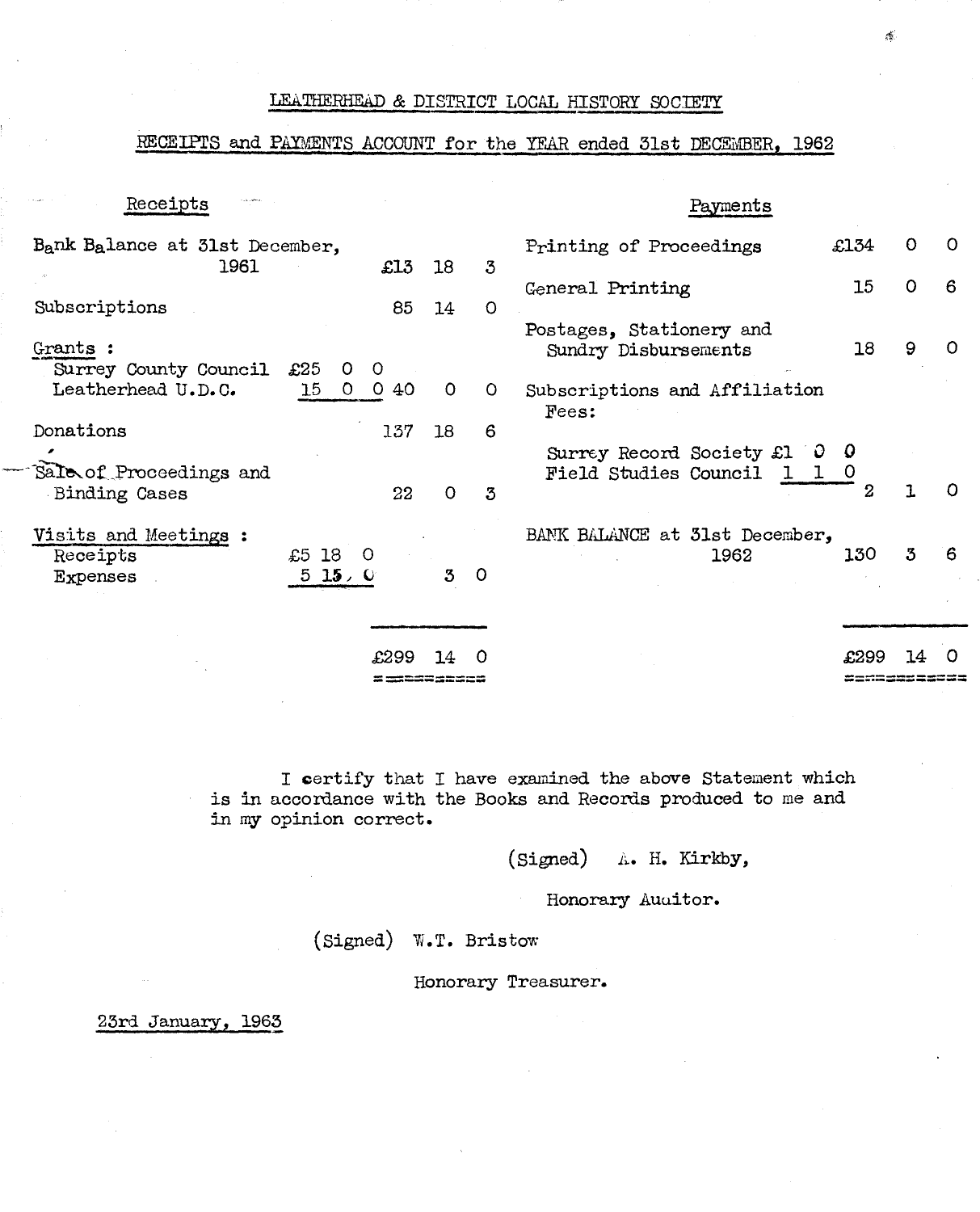LEATHERHEAD & DISTRICT LOCAL HISTORY SOCIETY

RECEIPTS and PAYMENTS ACCOUNT for the YEAR ended 31st DECEMBER, 1962

| Receipts | | | | | Payments | | | |
|---|---|---|---|---|---|---|---|---|
| Bank Balance at 31st December, 1961 | | £13 | 18 | 3 | Printing of Proceedings | £134 | 0 | 0 |
| Subscriptions | | 85 | 14 | 0 | General Printing | 15 | 0 | 6 |
| Grants : | | | | | Postages, Stationery and Sundry Disbursements | 18 | 9 | 0 |
| Surrey County Council | £25 0 0 | | | | Subscriptions and Affiliation Fees: | | | |
| Leatherhead U.D.C. | 15 0 0 | 40 | 0 | 0 | Surrey Record Society £1 0 0 | | | |
| Donations | | 137 | 18 | 6 | Field Studies Council 1 1 0 | 2 | 1 | 0 |
| Sale of Proceedings and Binding Cases | | 22 | 0 | 3 | BANK BALANCE at 31st December, 1962 | 130 | 3 | 6 |
| Visits and Meetings : | | | | | | | | |
| Receipts | £5 18 0 | | | | | | | |
| Expenses | 5 15 0 | | 3 | 0 | | | | |
| | | £299 | 14 | 0 | | £299 | 14 | 0 |

I certify that I have examined the above Statement which is in accordance with the Books and Records produced to me and in my opinion correct.

(Signed) A. H. Kirkby,

Honorary Auditor.

(Signed) W.T. Bristow

Honorary Treasurer.

23rd January, 1963